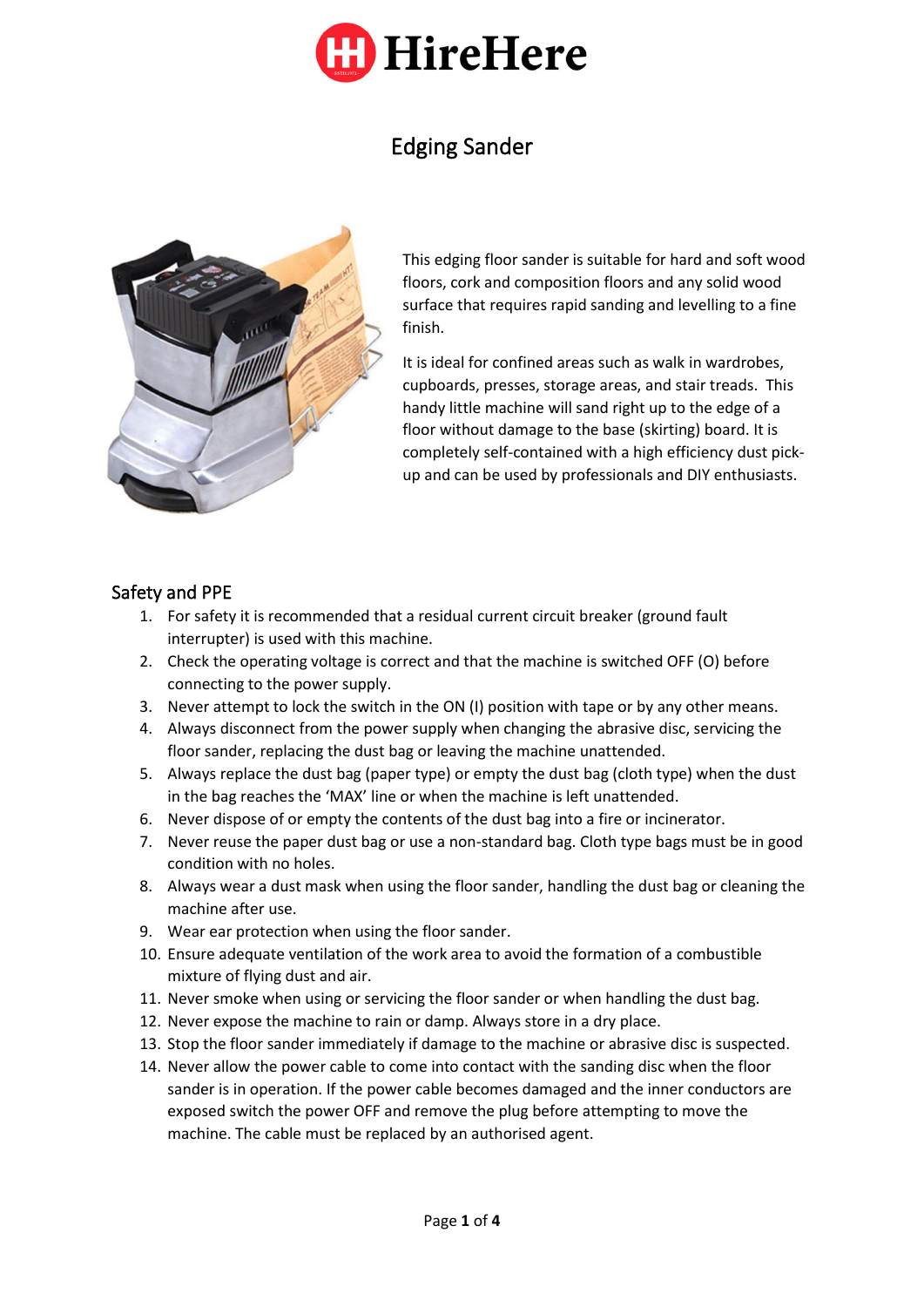# HireHere

## Edging Sander

This edging floor sander is suitable for hard and soft wood floors, cork and composition floors and any solid wood surface that requires rapid sanding and levelling to a fine finish.

It is ideal for confined areas such as walk in wardrobes, cupboards, presses, storage areas, and stair treads. This handy little machine will sand right up to the edge of a floor without damage to the base (skirting) board. It is completely self-contained with a high efficiency dust pick-up and can be used by professionals and DIY enthusiasts.

### Safety and PPE

1. For safety it is recommended that a residual current circuit breaker (ground fault interrupter) is used with this machine.
2. Check the operating voltage is correct and that the machine is switched OFF (O) before connecting to the power supply.
3. Never attempt to lock the switch in the ON (I) position with tape or by any other means.
4. Always disconnect from the power supply when changing the abrasive disc, servicing the floor sander, replacing the dust bag or leaving the machine unattended.
5. Always replace the dust bag (paper type) or empty the dust bag (cloth type) when the dust in the bag reaches the 'MAX' line or when the machine is left unattended.
6. Never dispose of or empty the contents of the dust bag into a fire or incinerator.
7. Never reuse the paper dust bag or use a non-standard bag. Cloth type bags must be in good condition with no holes.
8. Always wear a dust mask when using the floor sander, handling the dust bag or cleaning the machine after use.
9. Wear ear protection when using the floor sander.
10. Ensure adequate ventilation of the work area to avoid the formation of a combustible mixture of flying dust and air.
11. Never smoke when using or servicing the floor sander or when handling the dust bag.
12. Never expose the machine to rain or damp. Always store in a dry place.
13. Stop the floor sander immediately if damage to the machine or abrasive disc is suspected.
14. Never allow the power cable to come into contact with the sanding disc when the floor sander is in operation. If the power cable becomes damaged and the inner conductors are exposed switch the power OFF and remove the plug before attempting to move the machine. The cable must be replaced by an authorised agent.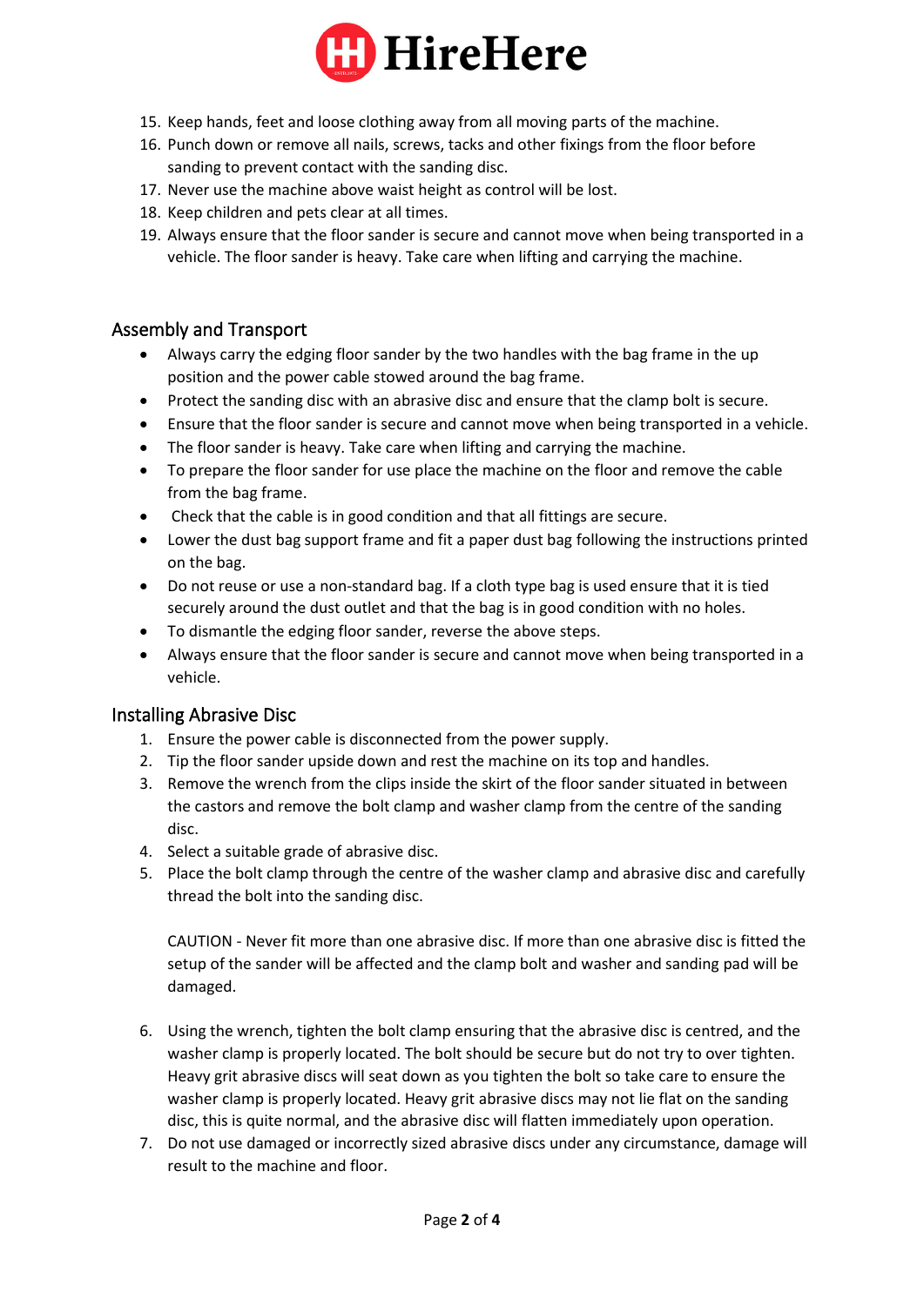15. Keep hands, feet and loose clothing away from all moving parts of the machine.
16. Punch down or remove all nails, screws, tacks and other fixings from the floor before sanding to prevent contact with the sanding disc.
17. Never use the machine above waist height as control will be lost.
18. Keep children and pets clear at all times.
19. Always ensure that the floor sander is secure and cannot move when being transported in a vehicle. The floor sander is heavy. Take care when lifting and carrying the machine.

## Assembly and Transport

- Always carry the edging floor sander by the two handles with the bag frame in the up position and the power cable stowed around the bag frame.
- Protect the sanding disc with an abrasive disc and ensure that the clamp bolt is secure.
- Ensure that the floor sander is secure and cannot move when being transported in a vehicle.
- The floor sander is heavy. Take care when lifting and carrying the machine.
- To prepare the floor sander for use place the machine on the floor and remove the cable from the bag frame.
- Check that the cable is in good condition and that all fittings are secure.
- Lower the dust bag support frame and fit a paper dust bag following the instructions printed on the bag.
- Do not reuse or use a non-standard bag. If a cloth type bag is used ensure that it is tied securely around the dust outlet and that the bag is in good condition with no holes.
- To dismantle the edging floor sander, reverse the above steps.
- Always ensure that the floor sander is secure and cannot move when being transported in a vehicle.

## Installing Abrasive Disc

1. Ensure the power cable is disconnected from the power supply.
2. Tip the floor sander upside down and rest the machine on its top and handles.
3. Remove the wrench from the clips inside the skirt of the floor sander situated in between the castors and remove the bolt clamp and washer clamp from the centre of the sanding disc.
4. Select a suitable grade of abrasive disc.
5. Place the bolt clamp through the centre of the washer clamp and abrasive disc and carefully thread the bolt into the sanding disc.

   CAUTION - Never fit more than one abrasive disc. If more than one abrasive disc is fitted the setup of the sander will be affected and the clamp bolt and washer and sanding pad will be damaged.

6. Using the wrench, tighten the bolt clamp ensuring that the abrasive disc is centred, and the washer clamp is properly located. The bolt should be secure but do not try to over tighten. Heavy grit abrasive discs will seat down as you tighten the bolt so take care to ensure the washer clamp is properly located. Heavy grit abrasive discs may not lie flat on the sanding disc, this is quite normal, and the abrasive disc will flatten immediately upon operation.
7. Do not use damaged or incorrectly sized abrasive discs under any circumstance, damage will result to the machine and floor.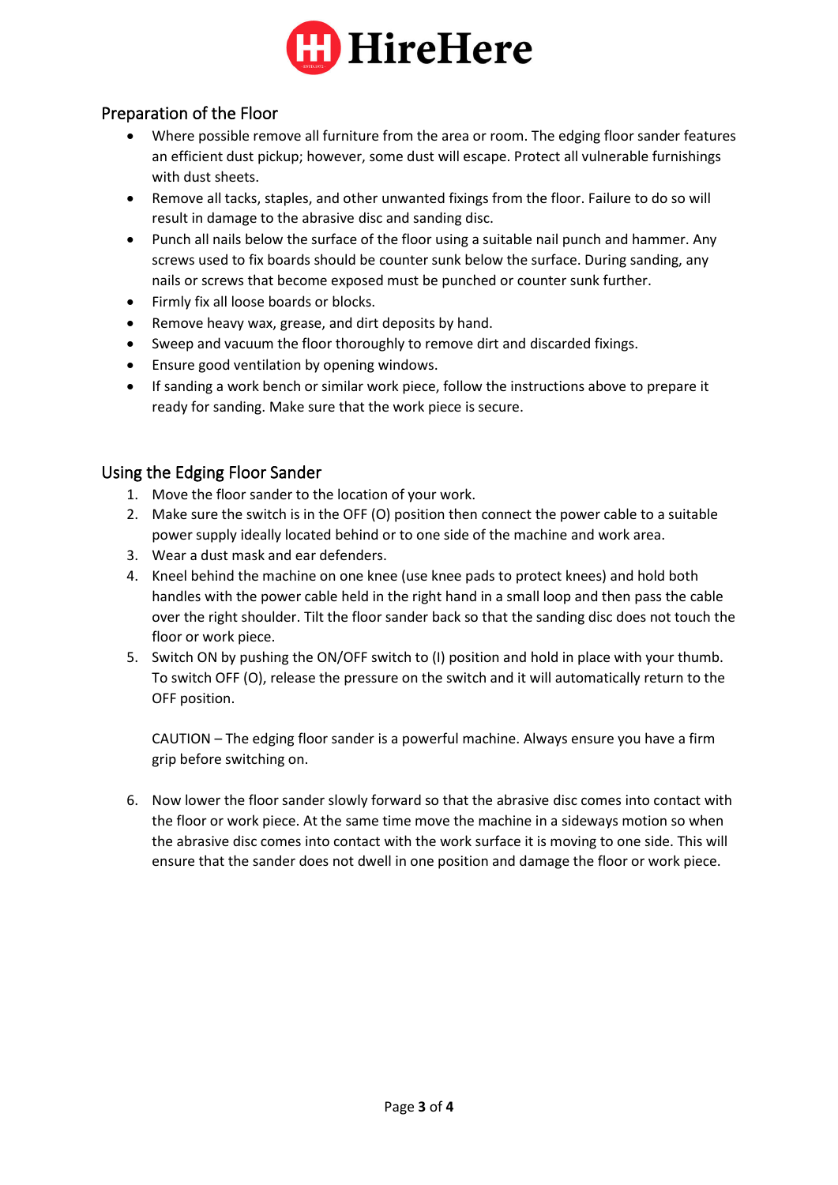## Preparation of the Floor

- Where possible remove all furniture from the area or room. The edging floor sander features an efficient dust pickup; however, some dust will escape. Protect all vulnerable furnishings with dust sheets.
- Remove all tacks, staples, and other unwanted fixings from the floor. Failure to do so will result in damage to the abrasive disc and sanding disc.
- Punch all nails below the surface of the floor using a suitable nail punch and hammer. Any screws used to fix boards should be counter sunk below the surface. During sanding, any nails or screws that become exposed must be punched or counter sunk further.
- Firmly fix all loose boards or blocks.
- Remove heavy wax, grease, and dirt deposits by hand.
- Sweep and vacuum the floor thoroughly to remove dirt and discarded fixings.
- Ensure good ventilation by opening windows.
- If sanding a work bench or similar work piece, follow the instructions above to prepare it ready for sanding. Make sure that the work piece is secure.

## Using the Edging Floor Sander

1. Move the floor sander to the location of your work.
2. Make sure the switch is in the OFF (O) position then connect the power cable to a suitable power supply ideally located behind or to one side of the machine and work area.
3. Wear a dust mask and ear defenders.
4. Kneel behind the machine on one knee (use knee pads to protect knees) and hold both handles with the power cable held in the right hand in a small loop and then pass the cable over the right shoulder. Tilt the floor sander back so that the sanding disc does not touch the floor or work piece.
5. Switch ON by pushing the ON/OFF switch to (I) position and hold in place with your thumb. To switch OFF (O), release the pressure on the switch and it will automatically return to the OFF position.

   CAUTION – The edging floor sander is a powerful machine. Always ensure you have a firm grip before switching on.

6. Now lower the floor sander slowly forward so that the abrasive disc comes into contact with the floor or work piece. At the same time move the machine in a sideways motion so when the abrasive disc comes into contact with the work surface it is moving to one side. This will ensure that the sander does not dwell in one position and damage the floor or work piece.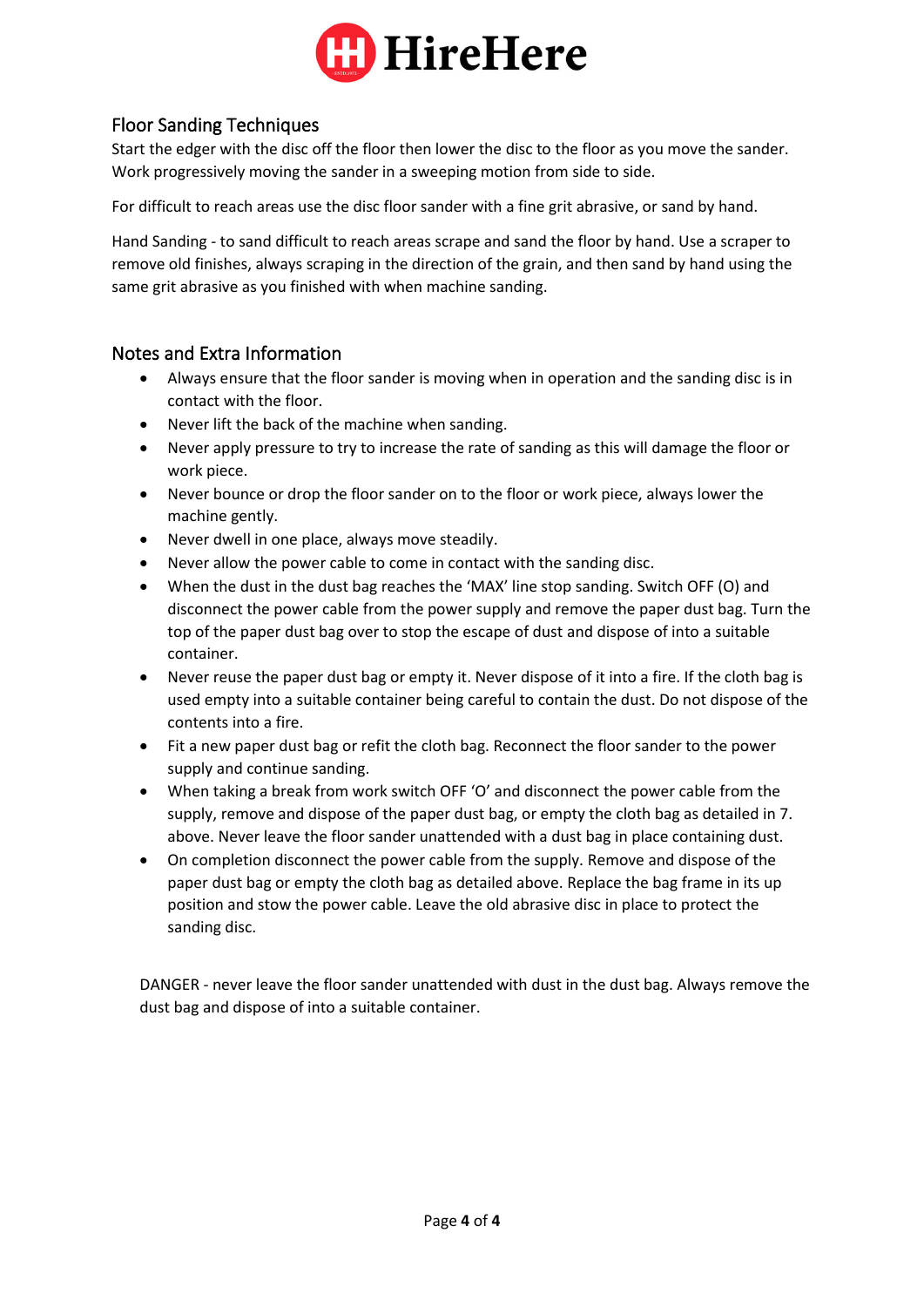## Floor Sanding Techniques

Start the edger with the disc off the floor then lower the disc to the floor as you move the sander. Work progressively moving the sander in a sweeping motion from side to side.

For difficult to reach areas use the disc floor sander with a fine grit abrasive, or sand by hand.

Hand Sanding - to sand difficult to reach areas scrape and sand the floor by hand. Use a scraper to remove old finishes, always scraping in the direction of the grain, and then sand by hand using the same grit abrasive as you finished with when machine sanding.

## Notes and Extra Information

- Always ensure that the floor sander is moving when in operation and the sanding disc is in contact with the floor.
- Never lift the back of the machine when sanding.
- Never apply pressure to try to increase the rate of sanding as this will damage the floor or work piece.
- Never bounce or drop the floor sander on to the floor or work piece, always lower the machine gently.
- Never dwell in one place, always move steadily.
- Never allow the power cable to come in contact with the sanding disc.
- When the dust in the dust bag reaches the 'MAX' line stop sanding. Switch OFF (O) and disconnect the power cable from the power supply and remove the paper dust bag. Turn the top of the paper dust bag over to stop the escape of dust and dispose of into a suitable container.
- Never reuse the paper dust bag or empty it. Never dispose of it into a fire. If the cloth bag is used empty into a suitable container being careful to contain the dust. Do not dispose of the contents into a fire.
- Fit a new paper dust bag or refit the cloth bag. Reconnect the floor sander to the power supply and continue sanding.
- When taking a break from work switch OFF 'O' and disconnect the power cable from the supply, remove and dispose of the paper dust bag, or empty the cloth bag as detailed in 7. above. Never leave the floor sander unattended with a dust bag in place containing dust.
- On completion disconnect the power cable from the supply. Remove and dispose of the paper dust bag or empty the cloth bag as detailed above. Replace the bag frame in its up position and stow the power cable. Leave the old abrasive disc in place to protect the sanding disc.

DANGER - never leave the floor sander unattended with dust in the dust bag. Always remove the dust bag and dispose of into a suitable container.